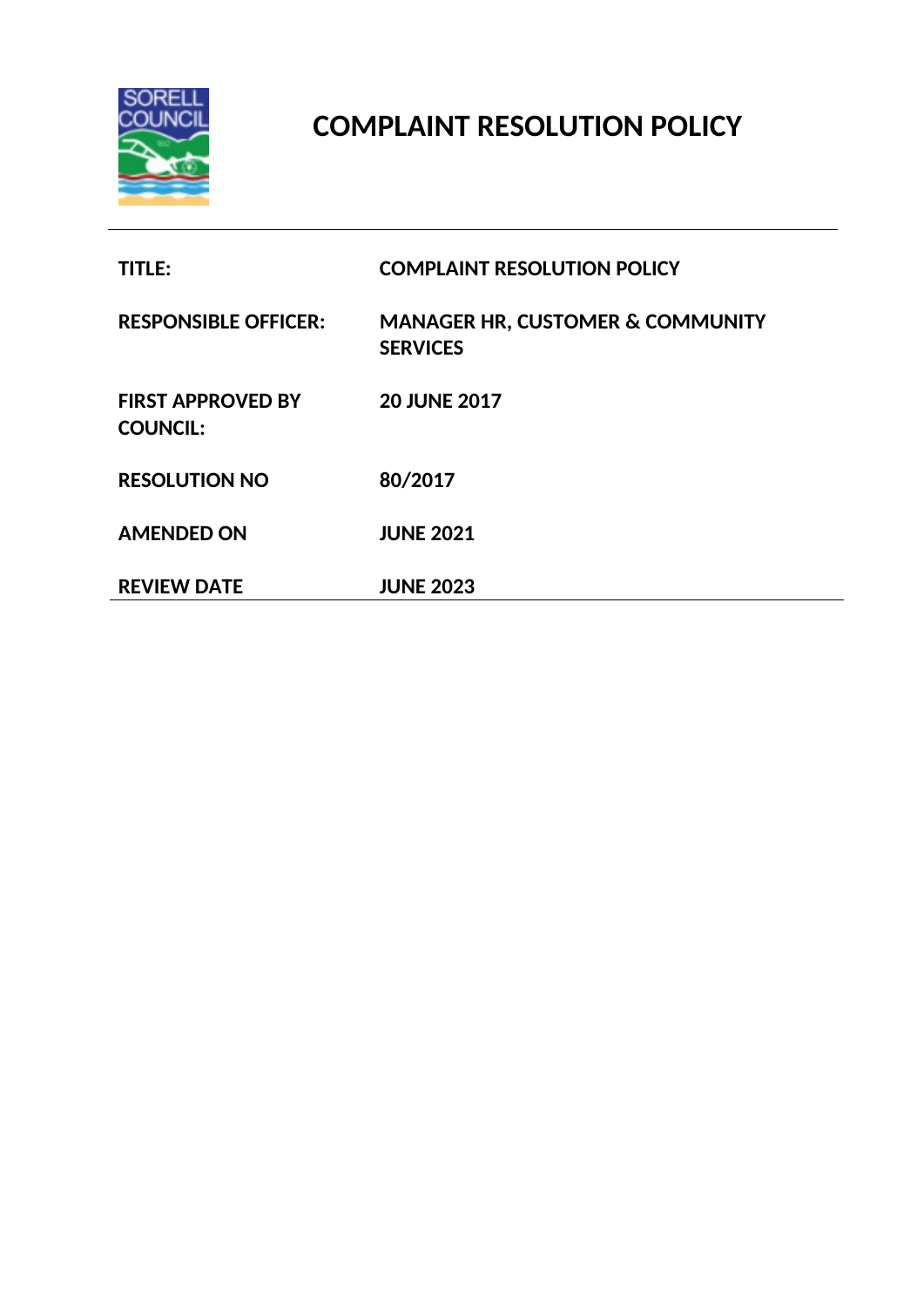# COMPLAINT RESOLUTION POLICY

| | |
|---|---|
| **TITLE:** | **COMPLAINT RESOLUTION POLICY** |
| **RESPONSIBLE OFFICER:** | **MANAGER HR, CUSTOMER & COMMUNITY SERVICES** |
| **FIRST APPROVED BY COUNCIL:** | **20 JUNE 2017** |
| **RESOLUTION NO** | **80/2017** |
| **AMENDED ON** | **JUNE 2021** |
| **REVIEW DATE** | **JUNE 2023** |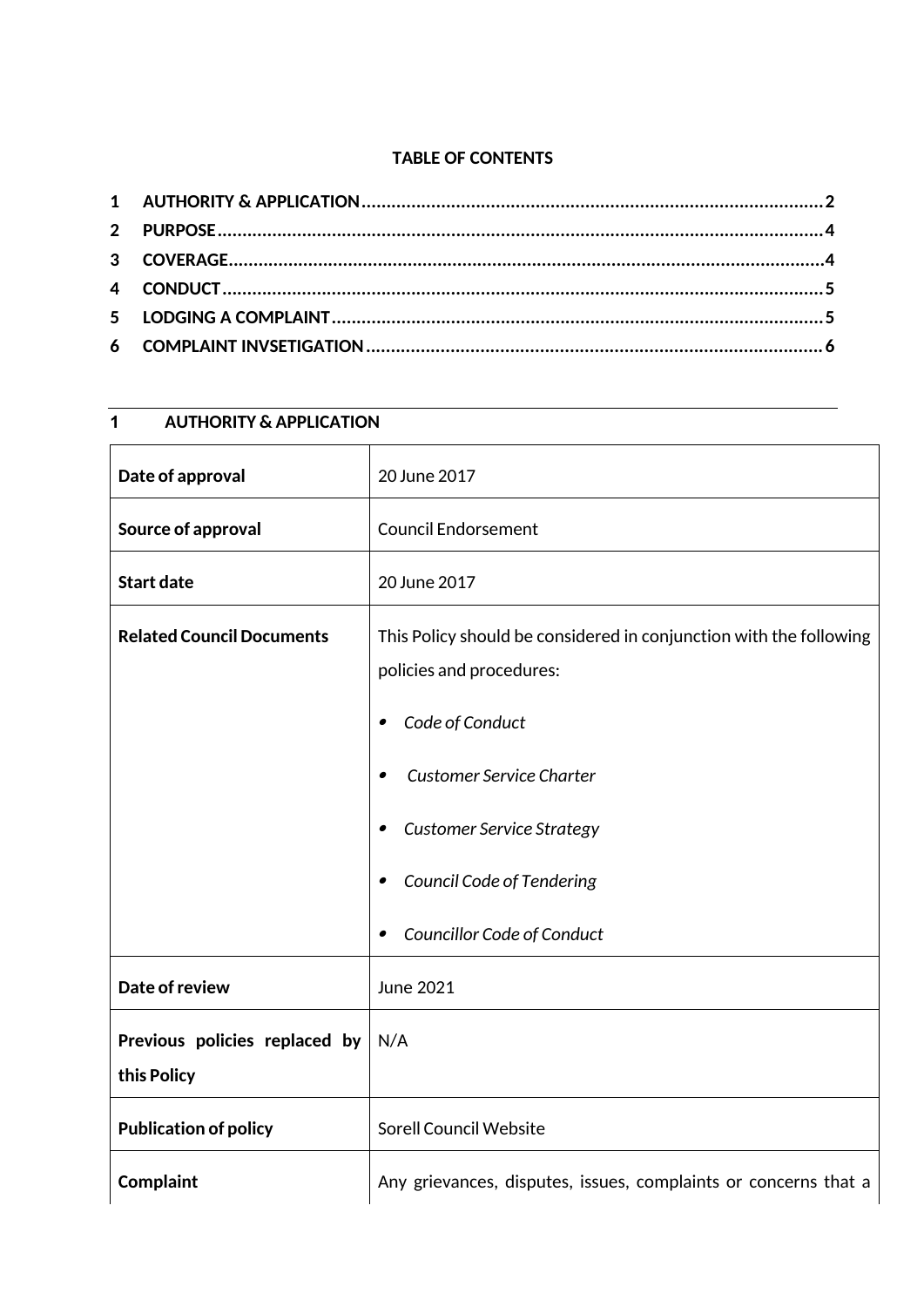**TABLE OF CONTENTS**

1 AUTHORITY & APPLICATION ........ 2
2 PURPOSE ........ 4
3 COVERAGE ........ 4
4 CONDUCT ........ 5
5 LODGING A COMPLAINT ........ 5
6 COMPLAINT INVSETIGATION ........ 6

## 1 AUTHORITY & APPLICATION

| | |
|---|---|
| **Date of approval** | 20 June 2017 |
| **Source of approval** | Council Endorsement |
| **Start date** | 20 June 2017 |
| **Related Council Documents** | This Policy should be considered in conjunction with the following policies and procedures:<br>• *Code of Conduct*<br>• *Customer Service Charter*<br>• *Customer Service Strategy*<br>• *Council Code of Tendering*<br>• *Councillor Code of Conduct* |
| **Date of review** | June 2021 |
| **Previous policies replaced by this Policy** | N/A |
| **Publication of policy** | Sorell Council Website |
| **Complaint** | Any grievances, disputes, issues, complaints or concerns that a |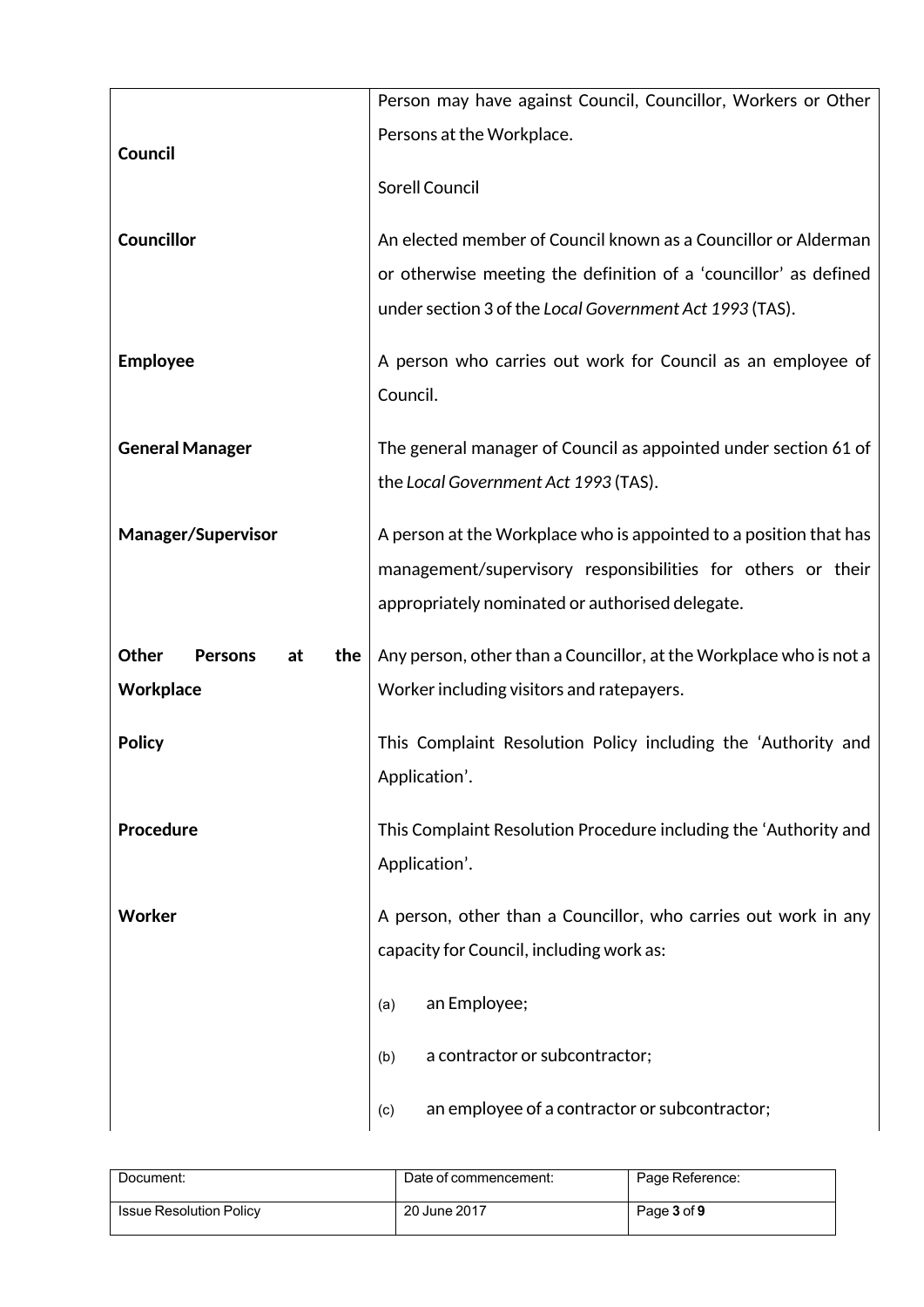| | |
|---|---|
| | Person may have against Council, Councillor, Workers or Other Persons at the Workplace. |
| **Council** | Sorell Council |
| **Councillor** | An elected member of Council known as a Councillor or Alderman or otherwise meeting the definition of a 'councillor' as defined under section 3 of the *Local Government Act 1993* (TAS). |
| **Employee** | A person who carries out work for Council as an employee of Council. |
| **General Manager** | The general manager of Council as appointed under section 61 of the *Local Government Act 1993* (TAS). |
| **Manager/Supervisor** | A person at the Workplace who is appointed to a position that has management/supervisory responsibilities for others or their appropriately nominated or authorised delegate. |
| **Other Persons at the Workplace** | Any person, other than a Councillor, at the Workplace who is not a Worker including visitors and ratepayers. |
| **Policy** | This Complaint Resolution Policy including the 'Authority and Application'. |
| **Procedure** | This Complaint Resolution Procedure including the 'Authority and Application'. |
| **Worker** | A person, other than a Councillor, who carries out work in any capacity for Council, including work as:<br>(a) an Employee;<br>(b) a contractor or subcontractor;<br>(c) an employee of a contractor or subcontractor; |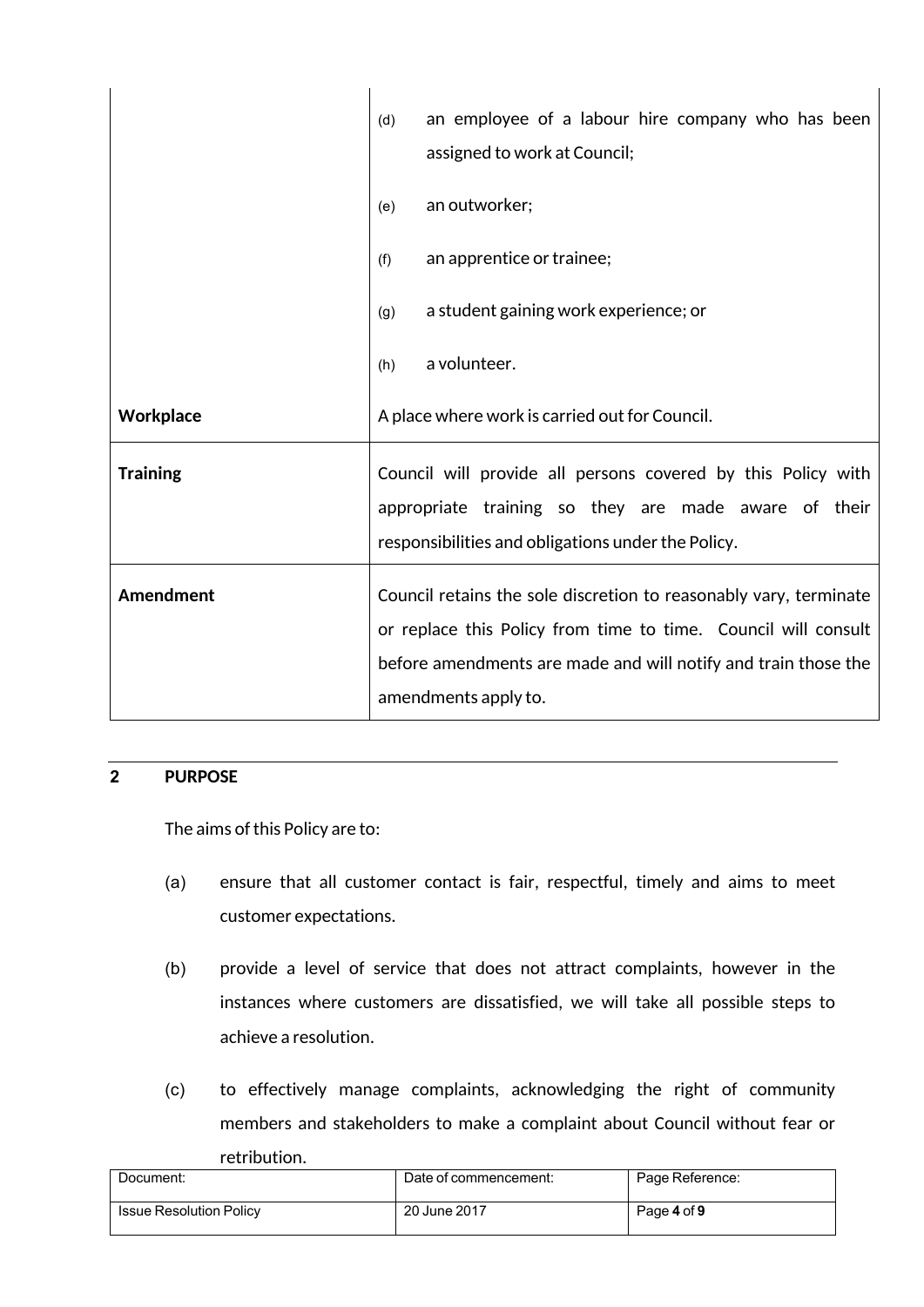| | |
|---|---|
| | (d) an employee of a labour hire company who has been assigned to work at Council;<br><br>(e) an outworker;<br><br>(f) an apprentice or trainee;<br><br>(g) a student gaining work experience; or<br><br>(h) a volunteer. |
| **Workplace** | A place where work is carried out for Council. |
| **Training** | Council will provide all persons covered by this Policy with appropriate training so they are made aware of their responsibilities and obligations under the Policy. |
| **Amendment** | Council retains the sole discretion to reasonably vary, terminate or replace this Policy from time to time. Council will consult before amendments are made and will notify and train those the amendments apply to. |

## 2 PURPOSE

The aims of this Policy are to:

(a) ensure that all customer contact is fair, respectful, timely and aims to meet customer expectations.

(b) provide a level of service that does not attract complaints, however in the instances where customers are dissatisfied, we will take all possible steps to achieve a resolution.

(c) to effectively manage complaints, acknowledging the right of community members and stakeholders to make a complaint about Council without fear or retribution.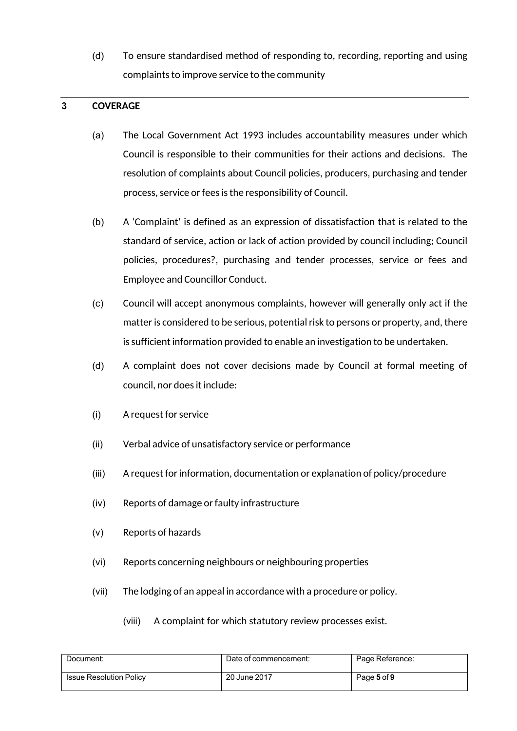(d) To ensure standardised method of responding to, recording, reporting and using complaints to improve service to the community

## 3 COVERAGE

(a) The Local Government Act 1993 includes accountability measures under which Council is responsible to their communities for their actions and decisions. The resolution of complaints about Council policies, producers, purchasing and tender process, service or fees is the responsibility of Council.

(b) A 'Complaint' is defined as an expression of dissatisfaction that is related to the standard of service, action or lack of action provided by council including; Council policies, procedures?, purchasing and tender processes, service or fees and Employee and Councillor Conduct.

(c) Council will accept anonymous complaints, however will generally only act if the matter is considered to be serious, potential risk to persons or property, and, there is sufficient information provided to enable an investigation to be undertaken.

(d) A complaint does not cover decisions made by Council at formal meeting of council, nor does it include:

(i) A request for service

(ii) Verbal advice of unsatisfactory service or performance

(iii) A request for information, documentation or explanation of policy/procedure

(iv) Reports of damage or faulty infrastructure

(v) Reports of hazards

(vi) Reports concerning neighbours or neighbouring properties

(vii) The lodging of an appeal in accordance with a procedure or policy.

(viii) A complaint for which statutory review processes exist.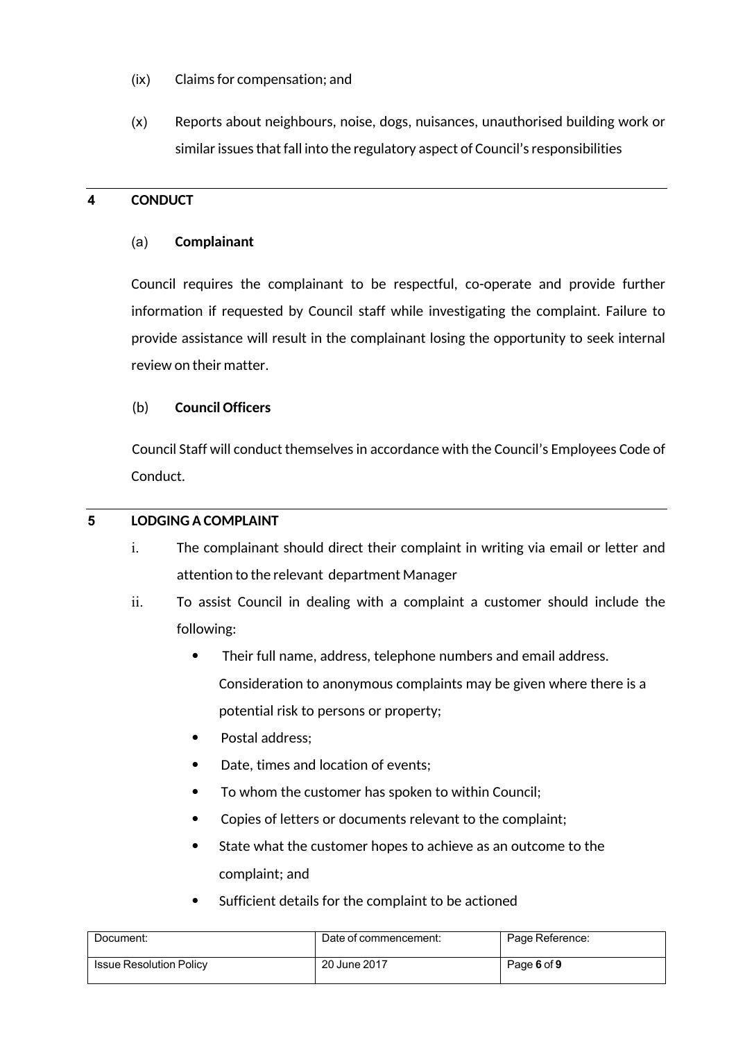(ix) Claims for compensation; and

(x) Reports about neighbours, noise, dogs, nuisances, unauthorised building work or similar issues that fall into the regulatory aspect of Council's responsibilities

## 4 CONDUCT

(a) **Complainant**

Council requires the complainant to be respectful, co-operate and provide further information if requested by Council staff while investigating the complaint. Failure to provide assistance will result in the complainant losing the opportunity to seek internal review on their matter.

(b) **Council Officers**

Council Staff will conduct themselves in accordance with the Council's Employees Code of Conduct.

## 5 LODGING A COMPLAINT

i. The complainant should direct their complaint in writing via email or letter and attention to the relevant department Manager

ii. To assist Council in dealing with a complaint a customer should include the following:

- Their full name, address, telephone numbers and email address. Consideration to anonymous complaints may be given where there is a potential risk to persons or property;
- Postal address;
- Date, times and location of events;
- To whom the customer has spoken to within Council;
- Copies of letters or documents relevant to the complaint;
- State what the customer hopes to achieve as an outcome to the complaint; and
- Sufficient details for the complaint to be actioned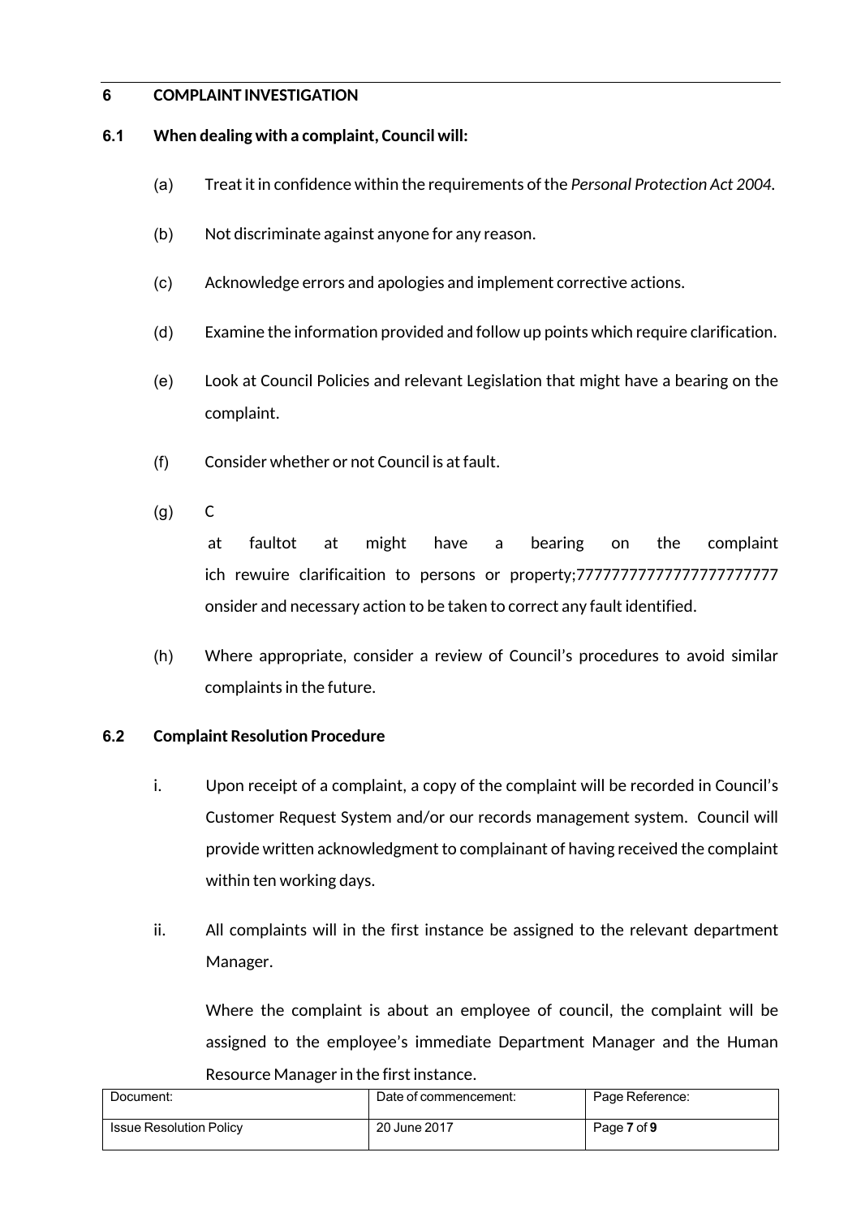## 6 COMPLAINT INVESTIGATION

### 6.1 When dealing with a complaint, Council will:

(a) Treat it in confidence within the requirements of the *Personal Protection Act 2004.*

(b) Not discriminate against anyone for any reason.

(c) Acknowledge errors and apologies and implement corrective actions.

(d) Examine the information provided and follow up points which require clarification.

(e) Look at Council Policies and relevant Legislation that might have a bearing on the complaint.

(f) Consider whether or not Council is at fault.

(g) C

at faultot at might have a bearing on the complaint ich rewuire clarificaition to persons or property;77777777777777777777777 onsider and necessary action to be taken to correct any fault identified.

(h) Where appropriate, consider a review of Council's procedures to avoid similar complaints in the future.

### 6.2 Complaint Resolution Procedure

i. Upon receipt of a complaint, a copy of the complaint will be recorded in Council's Customer Request System and/or our records management system. Council will provide written acknowledgment to complainant of having received the complaint within ten working days.

ii. All complaints will in the first instance be assigned to the relevant department Manager.

Where the complaint is about an employee of council, the complaint will be assigned to the employee's immediate Department Manager and the Human Resource Manager in the first instance.

| Document: | Date of commencement: | Page Reference: |
|---|---|---|
| Issue Resolution Policy | 20 June 2017 | Page **7** of **9** |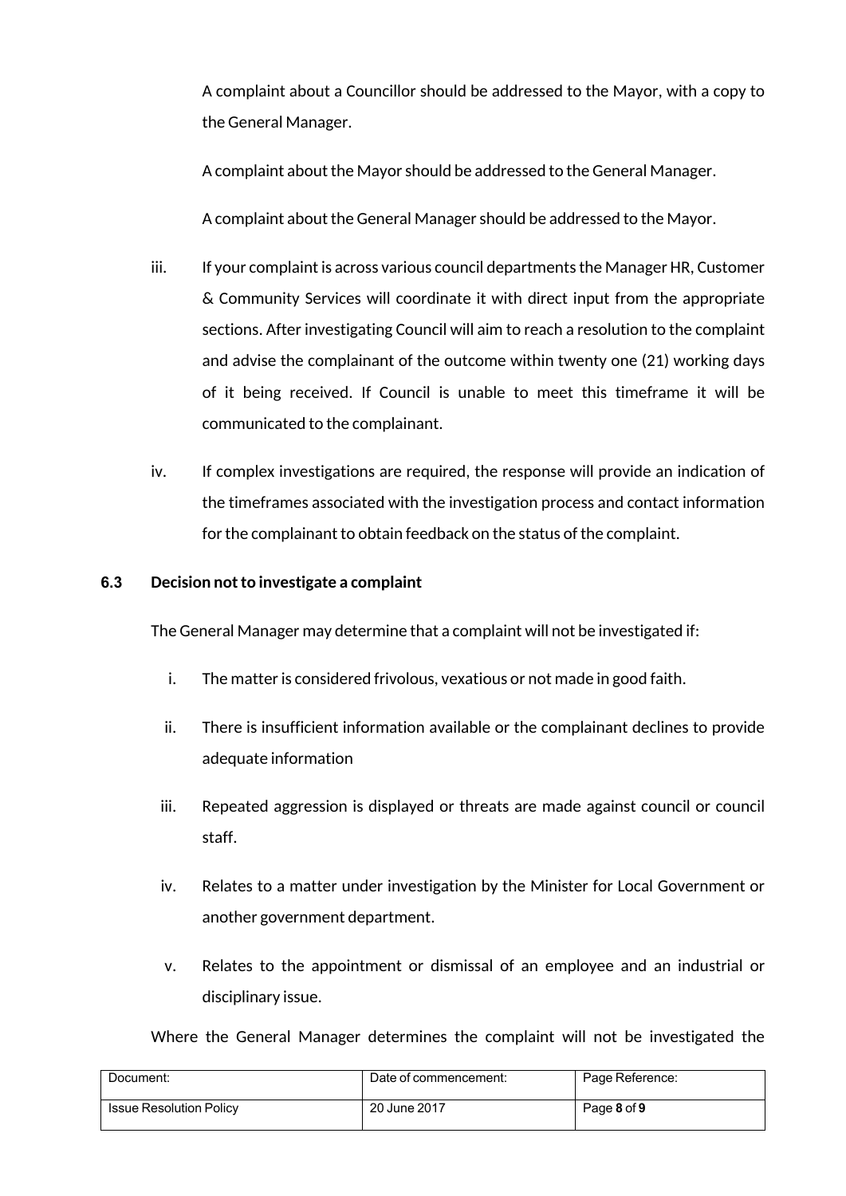A complaint about a Councillor should be addressed to the Mayor, with a copy to the General Manager.

A complaint about the Mayor should be addressed to the General Manager.

A complaint about the General Manager should be addressed to the Mayor.

iii. If your complaint is across various council departments the Manager HR, Customer & Community Services will coordinate it with direct input from the appropriate sections. After investigating Council will aim to reach a resolution to the complaint and advise the complainant of the outcome within twenty one (21) working days of it being received. If Council is unable to meet this timeframe it will be communicated to the complainant.

iv. If complex investigations are required, the response will provide an indication of the timeframes associated with the investigation process and contact information for the complainant to obtain feedback on the status of the complaint.

### 6.3 Decision not to investigate a complaint

The General Manager may determine that a complaint will not be investigated if:

i. The matter is considered frivolous, vexatious or not made in good faith.

ii. There is insufficient information available or the complainant declines to provide adequate information

iii. Repeated aggression is displayed or threats are made against council or council staff.

iv. Relates to a matter under investigation by the Minister for Local Government or another government department.

v. Relates to the appointment or dismissal of an employee and an industrial or disciplinary issue.

Where the General Manager determines the complaint will not be investigated the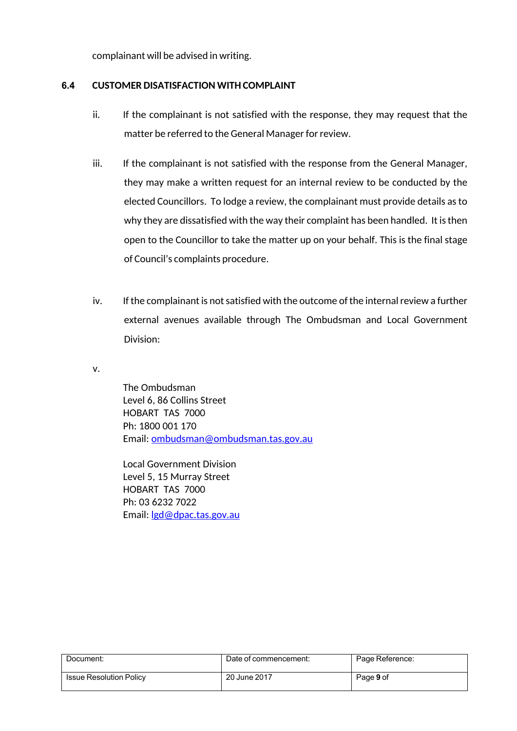complainant will be advised in writing.

### 6.4 CUSTOMER DISATISFACTION WITH COMPLAINT

ii. If the complainant is not satisfied with the response, they may request that the matter be referred to the General Manager for review.

iii. If the complainant is not satisfied with the response from the General Manager, they may make a written request for an internal review to be conducted by the elected Councillors. To lodge a review, the complainant must provide details as to why they are dissatisfied with the way their complaint has been handled. It is then open to the Councillor to take the matter up on your behalf. This is the final stage of Council's complaints procedure.

iv. If the complainant is not satisfied with the outcome of the internal review a further external avenues available through The Ombudsman and Local Government Division:

v.

The Ombudsman
Level 6, 86 Collins Street
HOBART TAS 7000
Ph: 1800 001 170
Email: ombudsman@ombudsman.tas.gov.au

Local Government Division
Level 5, 15 Murray Street
HOBART TAS 7000
Ph: 03 6232 7022
Email: lgd@dpac.tas.gov.au